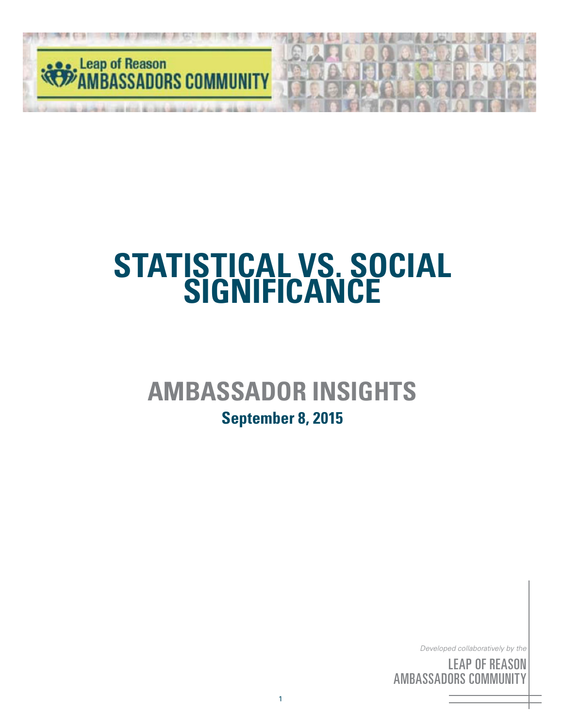Leap of Reason
AMBASSADORS COMMUNITY

# STATISTICAL VS. SOCIAL SIGNIFICANCE

## AMBASSADOR INSIGHTS

**September 8, 2015**

*Developed collaboratively by the*

LEAP OF REASON
AMBASSADORS COMMUNITY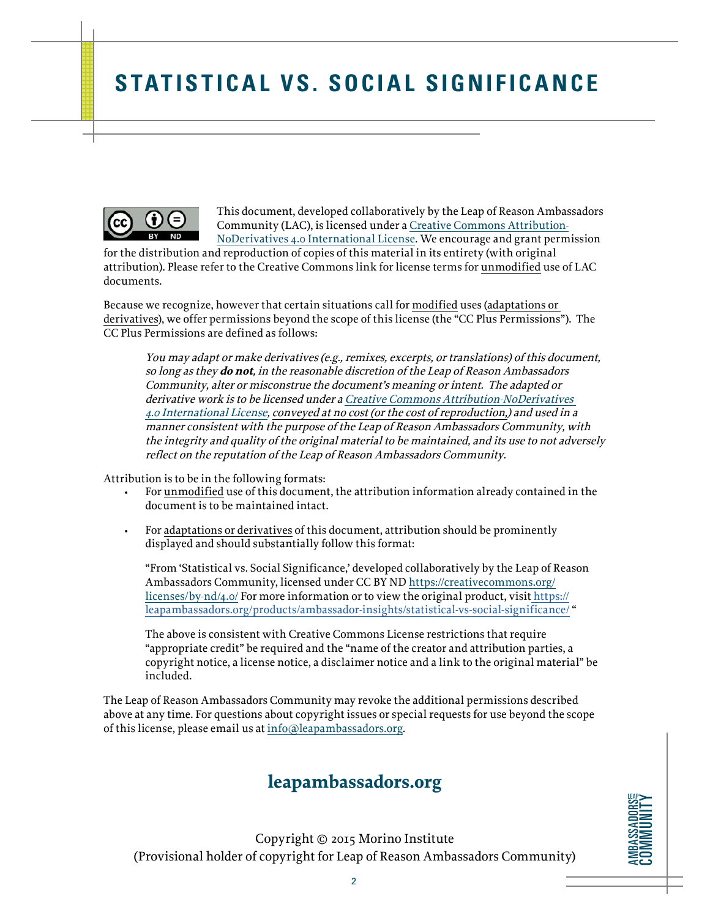# STATISTICAL VS. SOCIAL SIGNIFICANCE

This document, developed collaboratively by the Leap of Reason Ambassadors Community (LAC), is licensed under a Creative Commons Attribution-NoDerivatives 4.0 International License. We encourage and grant permission for the distribution and reproduction of copies of this material in its entirety (with original attribution). Please refer to the Creative Commons link for license terms for unmodified use of LAC documents.

Because we recognize, however that certain situations call for modified uses (adaptations or derivatives), we offer permissions beyond the scope of this license (the "CC Plus Permissions"). The CC Plus Permissions are defined as follows:

> *You may adapt or make derivatives (e.g., remixes, excerpts, or translations) of this document, so long as they **do not**, in the reasonable discretion of the Leap of Reason Ambassadors Community, alter or misconstrue the document's meaning or intent. The adapted or derivative work is to be licensed under a Creative Commons Attribution-NoDerivatives 4.0 International License, conveyed at no cost (or the cost of reproduction,) and used in a manner consistent with the purpose of the Leap of Reason Ambassadors Community, with the integrity and quality of the original material to be maintained, and its use to not adversely reflect on the reputation of the Leap of Reason Ambassadors Community.*

Attribution is to be in the following formats:

- For unmodified use of this document, the attribution information already contained in the document is to be maintained intact.
- For adaptations or derivatives of this document, attribution should be prominently displayed and should substantially follow this format:

  "From 'Statistical vs. Social Significance,' developed collaboratively by the Leap of Reason Ambassadors Community, licensed under CC BY ND https://creativecommons.org/licenses/by-nd/4.0/ For more information or to view the original product, visit https://leapambassadors.org/products/ambassador-insights/statistical-vs-social-significance/ "

  The above is consistent with Creative Commons License restrictions that require "appropriate credit" be required and the "name of the creator and attribution parties, a copyright notice, a license notice, a disclaimer notice and a link to the original material" be included.

The Leap of Reason Ambassadors Community may revoke the additional permissions described above at any time. For questions about copyright issues or special requests for use beyond the scope of this license, please email us at info@leapambassadors.org.

**leapambassadors.org**

Copyright © 2015 Morino Institute
(Provisional holder of copyright for Leap of Reason Ambassadors Community)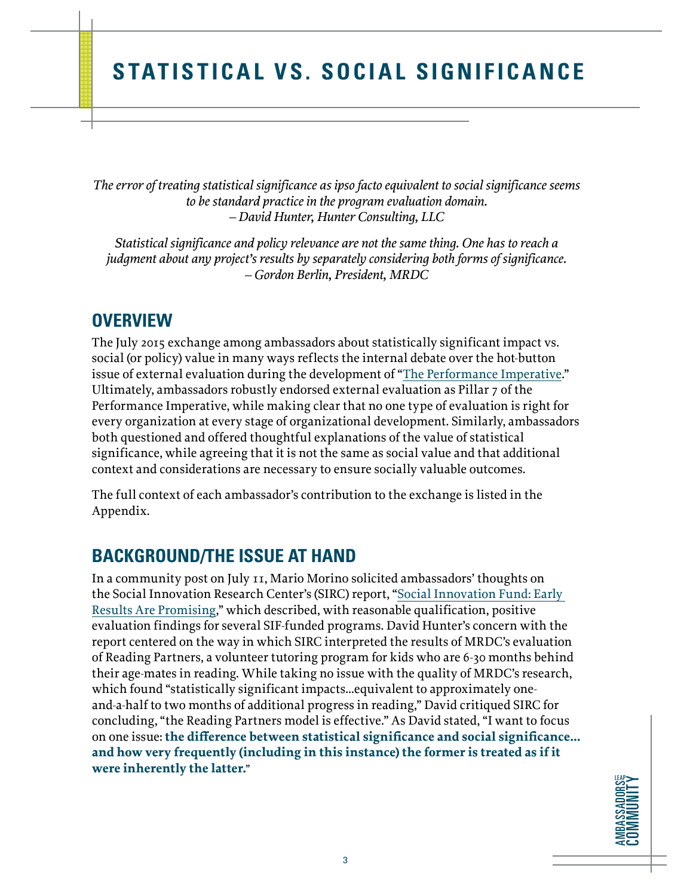# STATISTICAL VS. SOCIAL SIGNIFICANCE

*The error of treating statistical significance as ipso facto equivalent to social significance seems to be standard practice in the program evaluation domain.*
*– David Hunter, Hunter Consulting, LLC*

*Statistical significance and policy relevance are not the same thing. One has to reach a judgment about any project's results by separately considering both forms of significance.*
*– Gordon Berlin, President, MRDC*

## OVERVIEW

The July 2015 exchange among ambassadors about statistically significant impact vs. social (or policy) value in many ways reflects the internal debate over the hot-button issue of external evaluation during the development of "The Performance Imperative." Ultimately, ambassadors robustly endorsed external evaluation as Pillar 7 of the Performance Imperative, while making clear that no one type of evaluation is right for every organization at every stage of organizational development. Similarly, ambassadors both questioned and offered thoughtful explanations of the value of statistical significance, while agreeing that it is not the same as social value and that additional context and considerations are necessary to ensure socially valuable outcomes.

The full context of each ambassador's contribution to the exchange is listed in the Appendix.

## BACKGROUND/THE ISSUE AT HAND

In a community post on July 11, Mario Morino solicited ambassadors' thoughts on the Social Innovation Research Center's (SIRC) report, "Social Innovation Fund: Early Results Are Promising," which described, with reasonable qualification, positive evaluation findings for several SIF-funded programs. David Hunter's concern with the report centered on the way in which SIRC interpreted the results of MRDC's evaluation of Reading Partners, a volunteer tutoring program for kids who are 6-30 months behind their age-mates in reading. While taking no issue with the quality of MRDC's research, which found "statistically significant impacts…equivalent to approximately one-and-a-half to two months of additional progress in reading," David critiqued SIRC for concluding, "the Reading Partners model is effective." As David stated, "I want to focus on one issue: **the difference between statistical significance and social significance… and how very frequently (including in this instance) the former is treated as if it were inherently the latter.**"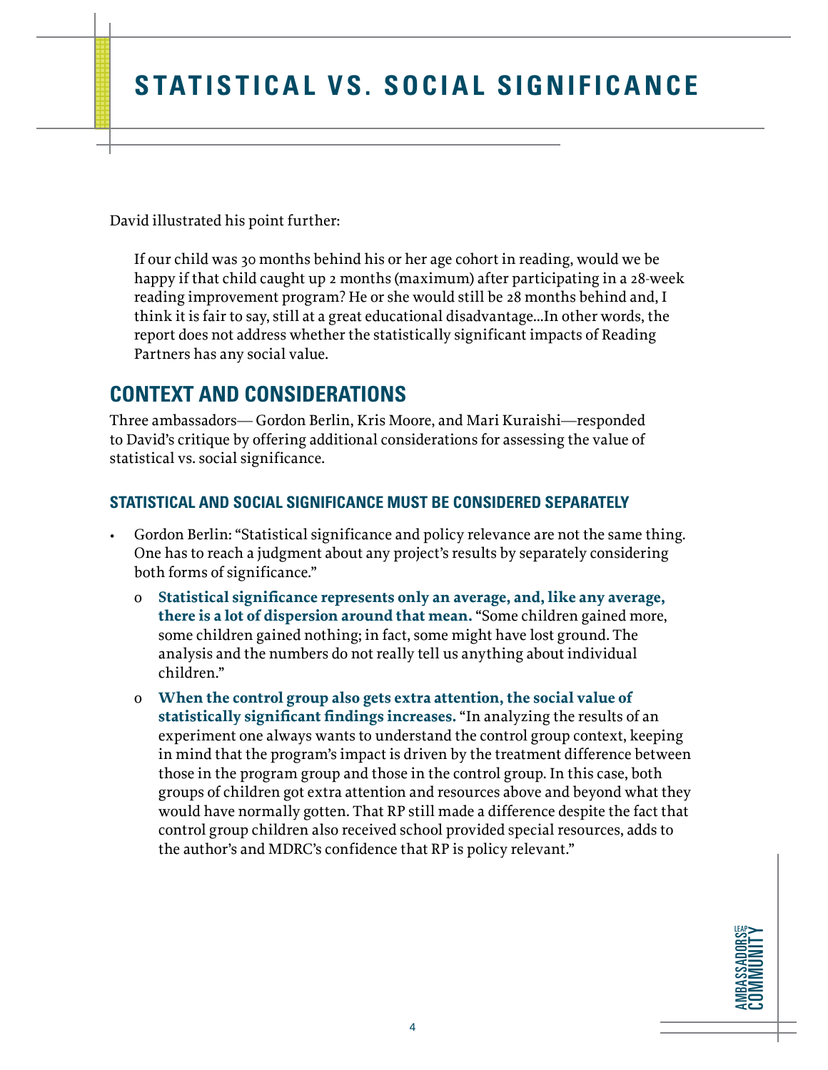# STATISTICAL VS. SOCIAL SIGNIFICANCE

David illustrated his point further:

> If our child was 30 months behind his or her age cohort in reading, would we be happy if that child caught up 2 months (maximum) after participating in a 28-week reading improvement program? He or she would still be 28 months behind and, I think it is fair to say, still at a great educational disadvantage...In other words, the report does not address whether the statistically significant impacts of Reading Partners has any social value.

## CONTEXT AND CONSIDERATIONS

Three ambassadors— Gordon Berlin, Kris Moore, and Mari Kuraishi—responded to David's critique by offering additional considerations for assessing the value of statistical vs. social significance.

### STATISTICAL AND SOCIAL SIGNIFICANCE MUST BE CONSIDERED SEPARATELY

- Gordon Berlin: "Statistical significance and policy relevance are not the same thing. One has to reach a judgment about any project's results by separately considering both forms of significance."
  - **Statistical significance represents only an average, and, like any average, there is a lot of dispersion around that mean.** "Some children gained more, some children gained nothing; in fact, some might have lost ground. The analysis and the numbers do not really tell us anything about individual children."
  - **When the control group also gets extra attention, the social value of statistically significant findings increases.** "In analyzing the results of an experiment one always wants to understand the control group context, keeping in mind that the program's impact is driven by the treatment difference between those in the program group and those in the control group. In this case, both groups of children got extra attention and resources above and beyond what they would have normally gotten. That RP still made a difference despite the fact that control group children also received school provided special resources, adds to the author's and MDRC's confidence that RP is policy relevant."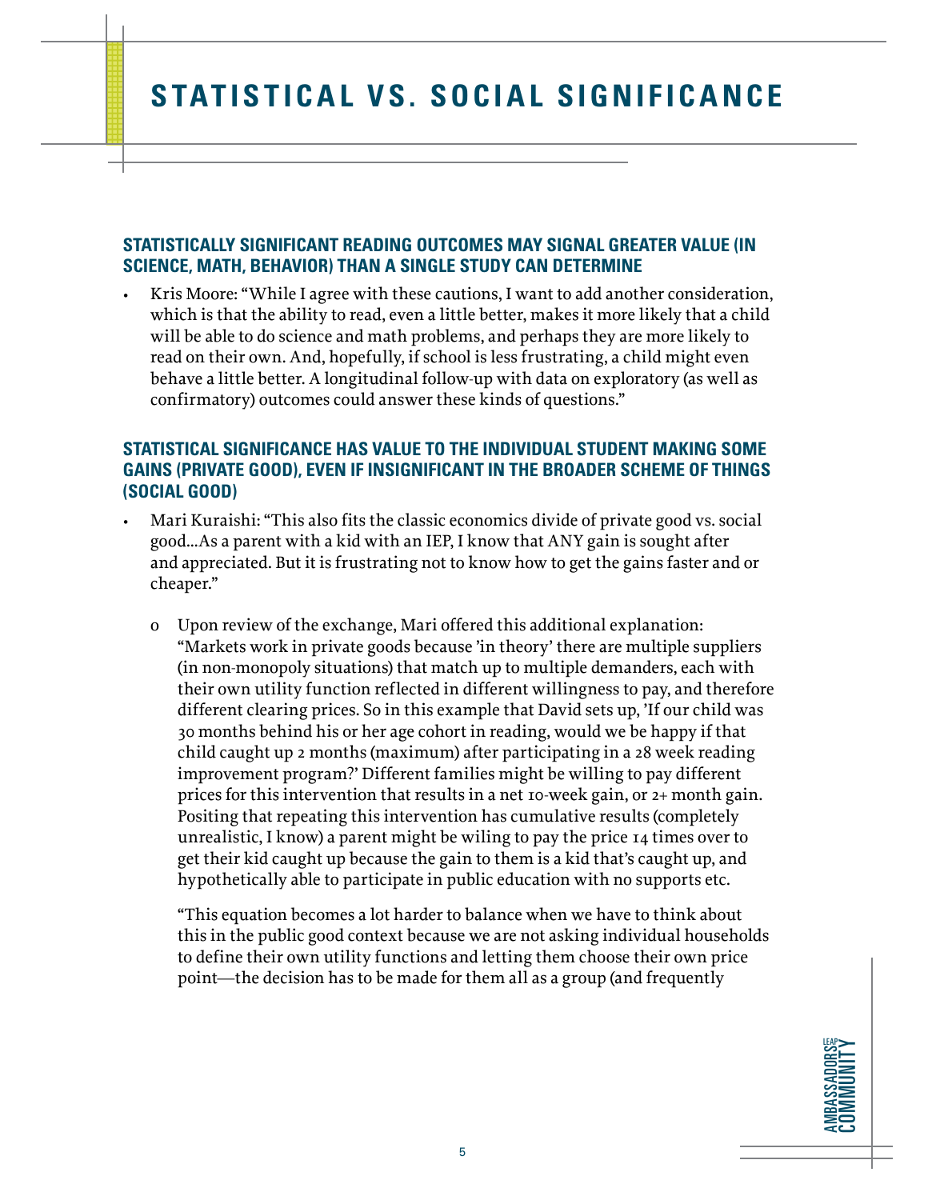# STATISTICAL VS. SOCIAL SIGNIFICANCE

### STATISTICALLY SIGNIFICANT READING OUTCOMES MAY SIGNAL GREATER VALUE (IN SCIENCE, MATH, BEHAVIOR) THAN A SINGLE STUDY CAN DETERMINE

- Kris Moore: "While I agree with these cautions, I want to add another consideration, which is that the ability to read, even a little better, makes it more likely that a child will be able to do science and math problems, and perhaps they are more likely to read on their own. And, hopefully, if school is less frustrating, a child might even behave a little better. A longitudinal follow-up with data on exploratory (as well as confirmatory) outcomes could answer these kinds of questions."

### STATISTICAL SIGNIFICANCE HAS VALUE TO THE INDIVIDUAL STUDENT MAKING SOME GAINS (PRIVATE GOOD), EVEN IF INSIGNIFICANT IN THE BROADER SCHEME OF THINGS (SOCIAL GOOD)

- Mari Kuraishi: "This also fits the classic economics divide of private good vs. social good…As a parent with a kid with an IEP, I know that ANY gain is sought after and appreciated. But it is frustrating not to know how to get the gains faster and or cheaper."
  - Upon review of the exchange, Mari offered this additional explanation: "Markets work in private goods because 'in theory' there are multiple suppliers (in non-monopoly situations) that match up to multiple demanders, each with their own utility function reflected in different willingness to pay, and therefore different clearing prices. So in this example that David sets up, 'If our child was 30 months behind his or her age cohort in reading, would we be happy if that child caught up 2 months (maximum) after participating in a 28 week reading improvement program?' Different families might be willing to pay different prices for this intervention that results in a net 10-week gain, or 2+ month gain. Positing that repeating this intervention has cumulative results (completely unrealistic, I know) a parent might be wiling to pay the price 14 times over to get their kid caught up because the gain to them is a kid that's caught up, and hypothetically able to participate in public education with no supports etc.

    "This equation becomes a lot harder to balance when we have to think about this in the public good context because we are not asking individual households to define their own utility functions and letting them choose their own price point—the decision has to be made for them all as a group (and frequently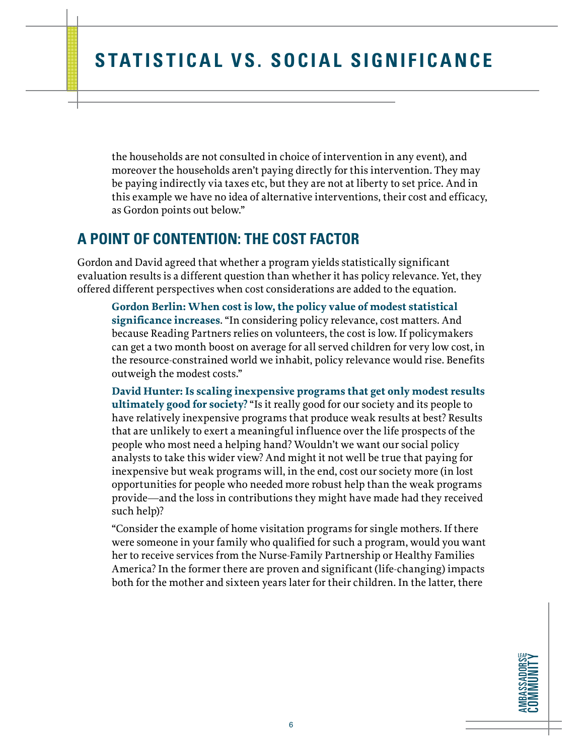the households are not consulted in choice of intervention in any event), and moreover the households aren't paying directly for this intervention. They may be paying indirectly via taxes etc, but they are not at liberty to set price. And in this example we have no idea of alternative interventions, their cost and efficacy, as Gordon points out below."

## A POINT OF CONTENTION: THE COST FACTOR

Gordon and David agreed that whether a program yields statistically significant evaluation results is a different question than whether it has policy relevance. Yet, they offered different perspectives when cost considerations are added to the equation.

**Gordon Berlin: When cost is low, the policy value of modest statistical significance increases.** "In considering policy relevance, cost matters. And because Reading Partners relies on volunteers, the cost is low. If policymakers can get a two month boost on average for all served children for very low cost, in the resource-constrained world we inhabit, policy relevance would rise. Benefits outweigh the modest costs."

**David Hunter: Is scaling inexpensive programs that get only modest results ultimately good for society?** "Is it really good for our society and its people to have relatively inexpensive programs that produce weak results at best? Results that are unlikely to exert a meaningful influence over the life prospects of the people who most need a helping hand? Wouldn't we want our social policy analysts to take this wider view? And might it not well be true that paying for inexpensive but weak programs will, in the end, cost our society more (in lost opportunities for people who needed more robust help than the weak programs provide—and the loss in contributions they might have made had they received such help)?

"Consider the example of home visitation programs for single mothers. If there were someone in your family who qualified for such a program, would you want her to receive services from the Nurse-Family Partnership or Healthy Families America? In the former there are proven and significant (life-changing) impacts both for the mother and sixteen years later for their children. In the latter, there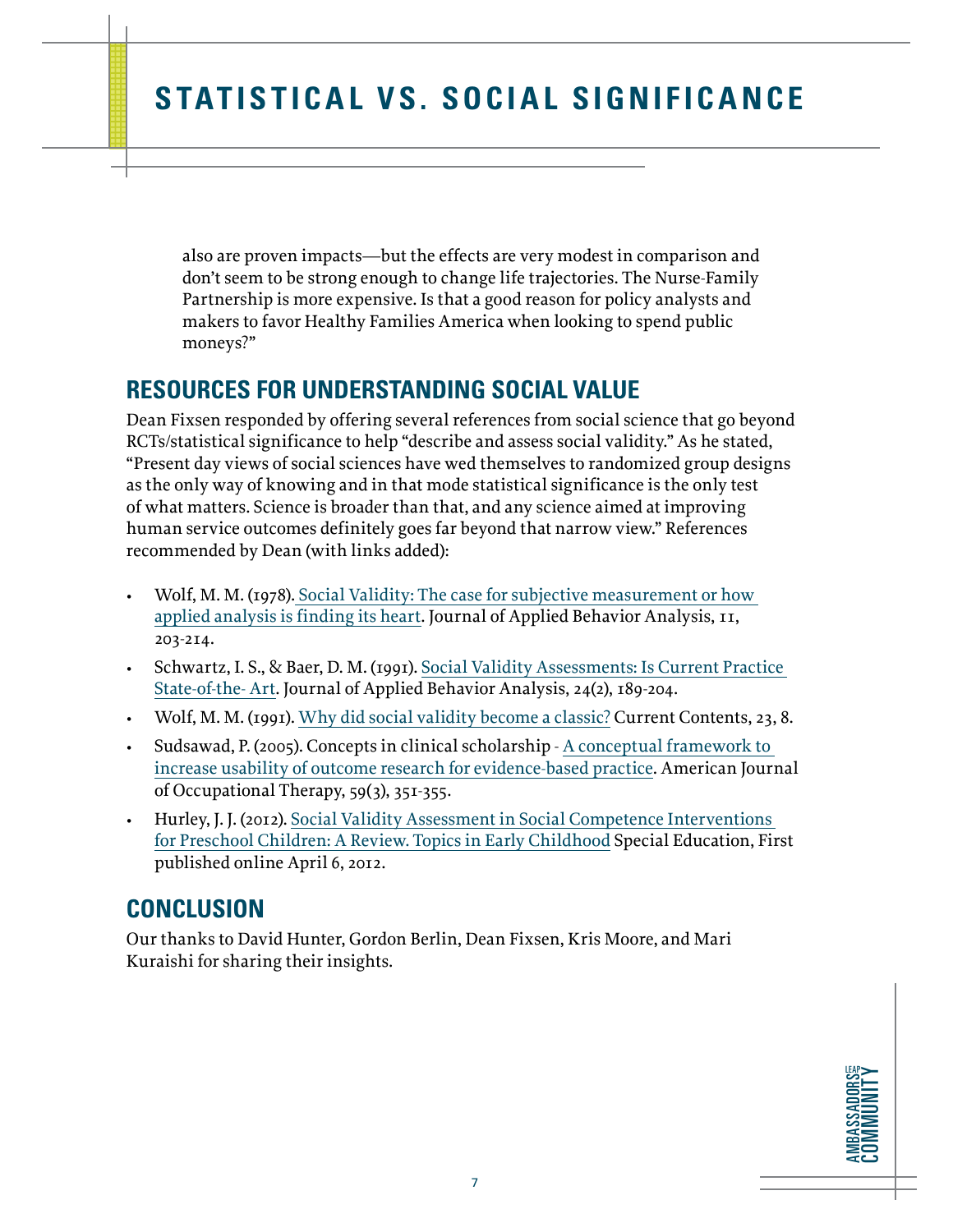also are proven impacts—but the effects are very modest in comparison and don't seem to be strong enough to change life trajectories. The Nurse-Family Partnership is more expensive. Is that a good reason for policy analysts and makers to favor Healthy Families America when looking to spend public moneys?"

## RESOURCES FOR UNDERSTANDING SOCIAL VALUE

Dean Fixsen responded by offering several references from social science that go beyond RCTs/statistical significance to help "describe and assess social validity." As he stated, "Present day views of social sciences have wed themselves to randomized group designs as the only way of knowing and in that mode statistical significance is the only test of what matters. Science is broader than that, and any science aimed at improving human service outcomes definitely goes far beyond that narrow view." References recommended by Dean (with links added):

- Wolf, M. M. (1978). Social Validity: The case for subjective measurement or how applied analysis is finding its heart. Journal of Applied Behavior Analysis, 11, 203-214.
- Schwartz, I. S., & Baer, D. M. (1991). Social Validity Assessments: Is Current Practice State-of-the- Art. Journal of Applied Behavior Analysis, 24(2), 189-204.
- Wolf, M. M. (1991). Why did social validity become a classic? Current Contents, 23, 8.
- Sudsawad, P. (2005). Concepts in clinical scholarship - A conceptual framework to increase usability of outcome research for evidence-based practice. American Journal of Occupational Therapy, 59(3), 351-355.
- Hurley, J. J. (2012). Social Validity Assessment in Social Competence Interventions for Preschool Children: A Review. Topics in Early Childhood Special Education, First published online April 6, 2012.

## CONCLUSION

Our thanks to David Hunter, Gordon Berlin, Dean Fixsen, Kris Moore, and Mari Kuraishi for sharing their insights.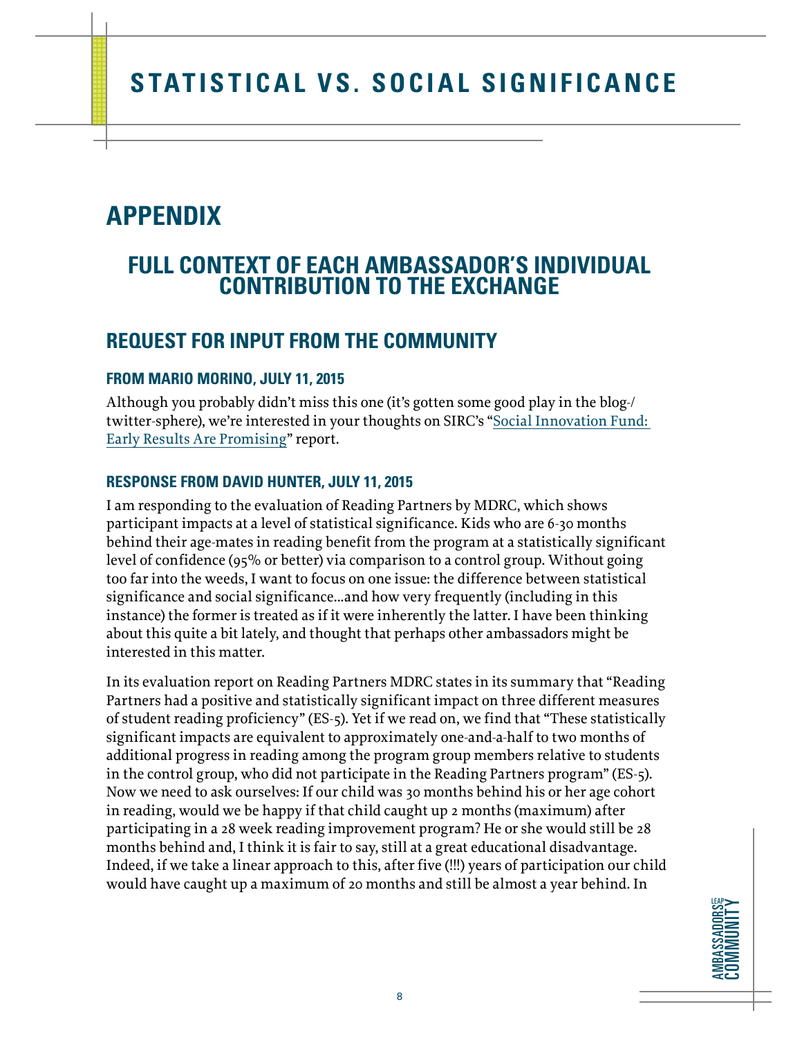# STATISTICAL VS. SOCIAL SIGNIFICANCE

# APPENDIX

## FULL CONTEXT OF EACH AMBASSADOR'S INDIVIDUAL CONTRIBUTION TO THE EXCHANGE

## REQUEST FOR INPUT FROM THE COMMUNITY

### FROM MARIO MORINO, JULY 11, 2015

Although you probably didn't miss this one (it's gotten some good play in the blog-/twitter-sphere), we're interested in your thoughts on SIRC's "Social Innovation Fund: Early Results Are Promising" report.

### RESPONSE FROM DAVID HUNTER, JULY 11, 2015

I am responding to the evaluation of Reading Partners by MDRC, which shows participant impacts at a level of statistical significance. Kids who are 6-30 months behind their age-mates in reading benefit from the program at a statistically significant level of confidence (95% or better) via comparison to a control group. Without going too far into the weeds, I want to focus on one issue: the difference between statistical significance and social significance…and how very frequently (including in this instance) the former is treated as if it were inherently the latter. I have been thinking about this quite a bit lately, and thought that perhaps other ambassadors might be interested in this matter.

In its evaluation report on Reading Partners MDRC states in its summary that "Reading Partners had a positive and statistically significant impact on three different measures of student reading proficiency" (ES-5). Yet if we read on, we find that "These statistically significant impacts are equivalent to approximately one-and-a-half to two months of additional progress in reading among the program group members relative to students in the control group, who did not participate in the Reading Partners program" (ES-5). Now we need to ask ourselves: If our child was 30 months behind his or her age cohort in reading, would we be happy if that child caught up 2 months (maximum) after participating in a 28 week reading improvement program? He or she would still be 28 months behind and, I think it is fair to say, still at a great educational disadvantage. Indeed, if we take a linear approach to this, after five (!!!) years of participation our child would have caught up a maximum of 20 months and still be almost a year behind. In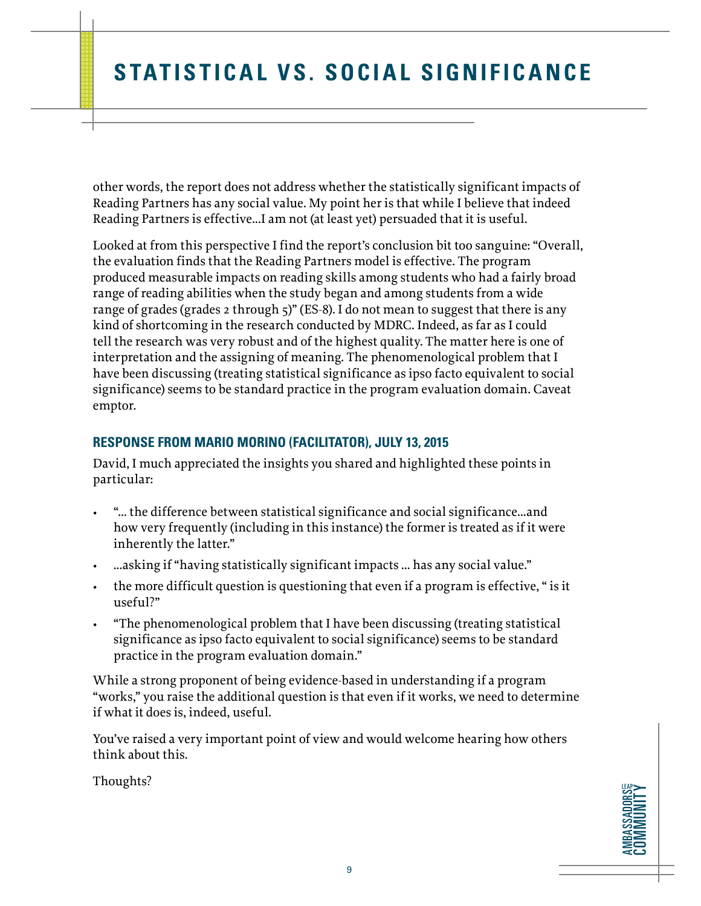other words, the report does not address whether the statistically significant impacts of Reading Partners has any social value. My point her is that while I believe that indeed Reading Partners is effective…I am not (at least yet) persuaded that it is useful.

Looked at from this perspective I find the report's conclusion bit too sanguine: "Overall, the evaluation finds that the Reading Partners model is effective. The program produced measurable impacts on reading skills among students who had a fairly broad range of reading abilities when the study began and among students from a wide range of grades (grades 2 through 5)" (ES-8). I do not mean to suggest that there is any kind of shortcoming in the research conducted by MDRC. Indeed, as far as I could tell the research was very robust and of the highest quality. The matter here is one of interpretation and the assigning of meaning. The phenomenological problem that I have been discussing (treating statistical significance as ipso facto equivalent to social significance) seems to be standard practice in the program evaluation domain. Caveat emptor.

### RESPONSE FROM MARIO MORINO (FACILITATOR), JULY 13, 2015

David, I much appreciated the insights you shared and highlighted these points in particular:

- "… the difference between statistical significance and social significance…and how very frequently (including in this instance) the former is treated as if it were inherently the latter."
- …asking if "having statistically significant impacts … has any social value."
- the more difficult question is questioning that even if a program is effective, " is it useful?"
- "The phenomenological problem that I have been discussing (treating statistical significance as ipso facto equivalent to social significance) seems to be standard practice in the program evaluation domain."

While a strong proponent of being evidence-based in understanding if a program "works," you raise the additional question is that even if it works, we need to determine if what it does is, indeed, useful.

You've raised a very important point of view and would welcome hearing how others think about this.

Thoughts?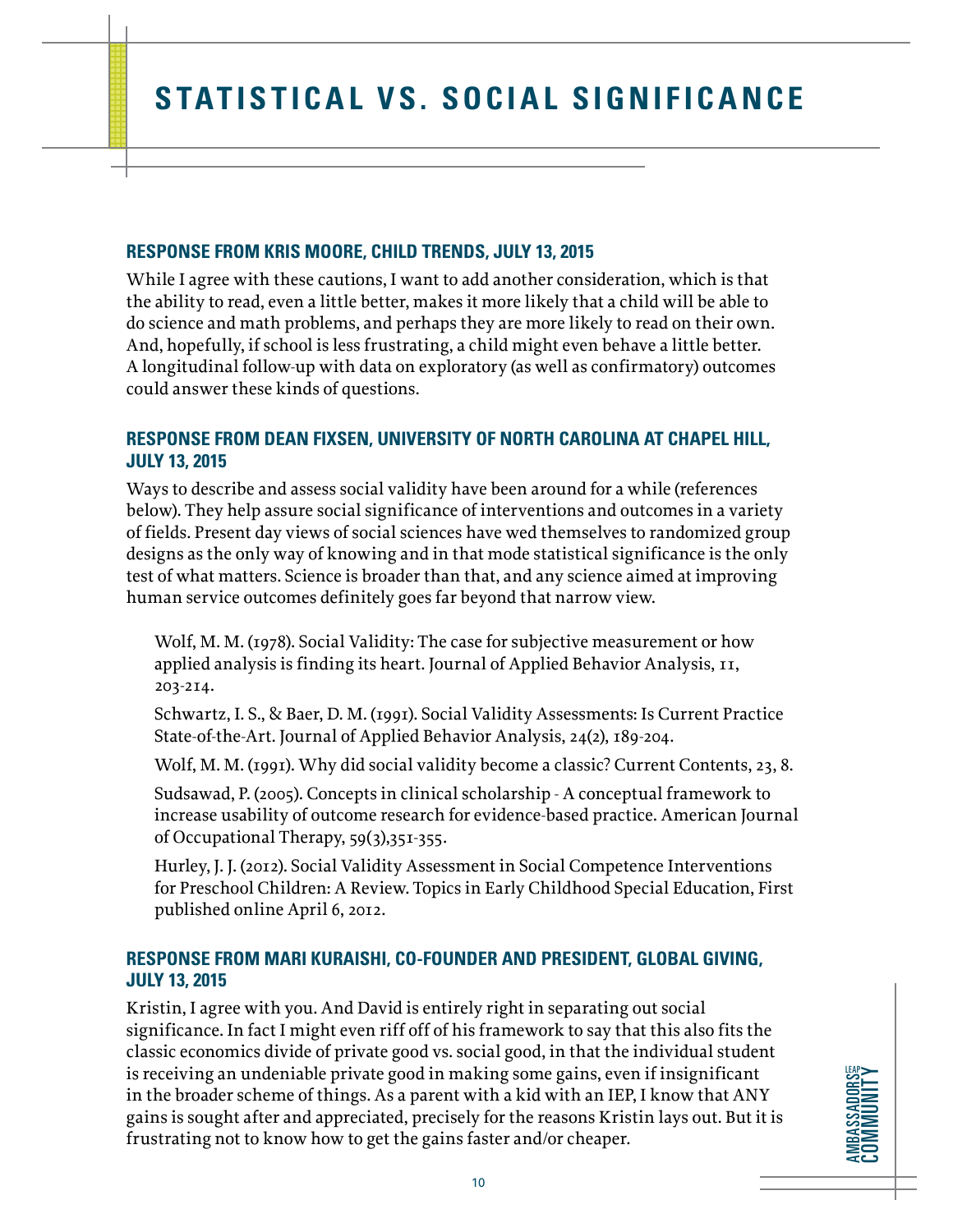# STATISTICAL VS. SOCIAL SIGNIFICANCE

### RESPONSE FROM KRIS MOORE, CHILD TRENDS, JULY 13, 2015

While I agree with these cautions, I want to add another consideration, which is that the ability to read, even a little better, makes it more likely that a child will be able to do science and math problems, and perhaps they are more likely to read on their own. And, hopefully, if school is less frustrating, a child might even behave a little better. A longitudinal follow-up with data on exploratory (as well as confirmatory) outcomes could answer these kinds of questions.

### RESPONSE FROM DEAN FIXSEN, UNIVERSITY OF NORTH CAROLINA AT CHAPEL HILL, JULY 13, 2015

Ways to describe and assess social validity have been around for a while (references below). They help assure social significance of interventions and outcomes in a variety of fields. Present day views of social sciences have wed themselves to randomized group designs as the only way of knowing and in that mode statistical significance is the only test of what matters. Science is broader than that, and any science aimed at improving human service outcomes definitely goes far beyond that narrow view.

Wolf, M. M. (1978). Social Validity: The case for subjective measurement or how applied analysis is finding its heart. Journal of Applied Behavior Analysis, 11, 203-214.

Schwartz, I. S., & Baer, D. M. (1991). Social Validity Assessments: Is Current Practice State-of-the-Art. Journal of Applied Behavior Analysis, 24(2), 189-204.

Wolf, M. M. (1991). Why did social validity become a classic? Current Contents, 23, 8.

Sudsawad, P. (2005). Concepts in clinical scholarship - A conceptual framework to increase usability of outcome research for evidence-based practice. American Journal of Occupational Therapy, 59(3),351-355.

Hurley, J. J. (2012). Social Validity Assessment in Social Competence Interventions for Preschool Children: A Review. Topics in Early Childhood Special Education, First published online April 6, 2012.

### RESPONSE FROM MARI KURAISHI, CO-FOUNDER AND PRESIDENT, GLOBAL GIVING, JULY 13, 2015

Kristin, I agree with you. And David is entirely right in separating out social significance. In fact I might even riff off of his framework to say that this also fits the classic economics divide of private good vs. social good, in that the individual student is receiving an undeniable private good in making some gains, even if insignificant in the broader scheme of things. As a parent with a kid with an IEP, I know that ANY gains is sought after and appreciated, precisely for the reasons Kristin lays out. But it is frustrating not to know how to get the gains faster and/or cheaper.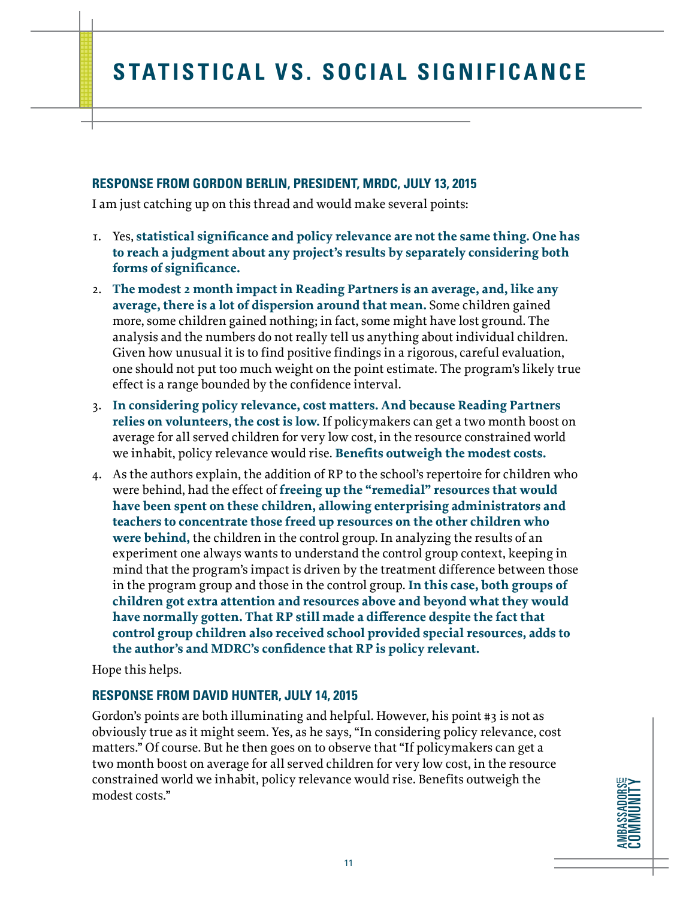# STATISTICAL VS. SOCIAL SIGNIFICANCE

## RESPONSE FROM GORDON BERLIN, PRESIDENT, MRDC, JULY 13, 2015

I am just catching up on this thread and would make several points:

1. Yes, **statistical significance and policy relevance are not the same thing. One has to reach a judgment about any project's results by separately considering both forms of significance.**
2. **The modest 2 month impact in Reading Partners is an average, and, like any average, there is a lot of dispersion around that mean.** Some children gained more, some children gained nothing; in fact, some might have lost ground. The analysis and the numbers do not really tell us anything about individual children. Given how unusual it is to find positive findings in a rigorous, careful evaluation, one should not put too much weight on the point estimate. The program's likely true effect is a range bounded by the confidence interval.
3. **In considering policy relevance, cost matters. And because Reading Partners relies on volunteers, the cost is low.** If policymakers can get a two month boost on average for all served children for very low cost, in the resource constrained world we inhabit, policy relevance would rise. **Benefits outweigh the modest costs.**
4. As the authors explain, the addition of RP to the school's repertoire for children who were behind, had the effect of **freeing up the "remedial" resources that would have been spent on these children, allowing enterprising administrators and teachers to concentrate those freed up resources on the other children who were behind,** the children in the control group. In analyzing the results of an experiment one always wants to understand the control group context, keeping in mind that the program's impact is driven by the treatment difference between those in the program group and those in the control group. **In this case, both groups of children got extra attention and resources above and beyond what they would have normally gotten. That RP still made a difference despite the fact that control group children also received school provided special resources, adds to the author's and MDRC's confidence that RP is policy relevant.**

Hope this helps.

## RESPONSE FROM DAVID HUNTER, JULY 14, 2015

Gordon's points are both illuminating and helpful. However, his point #3 is not as obviously true as it might seem. Yes, as he says, "In considering policy relevance, cost matters." Of course. But he then goes on to observe that "If policymakers can get a two month boost on average for all served children for very low cost, in the resource constrained world we inhabit, policy relevance would rise. Benefits outweigh the modest costs."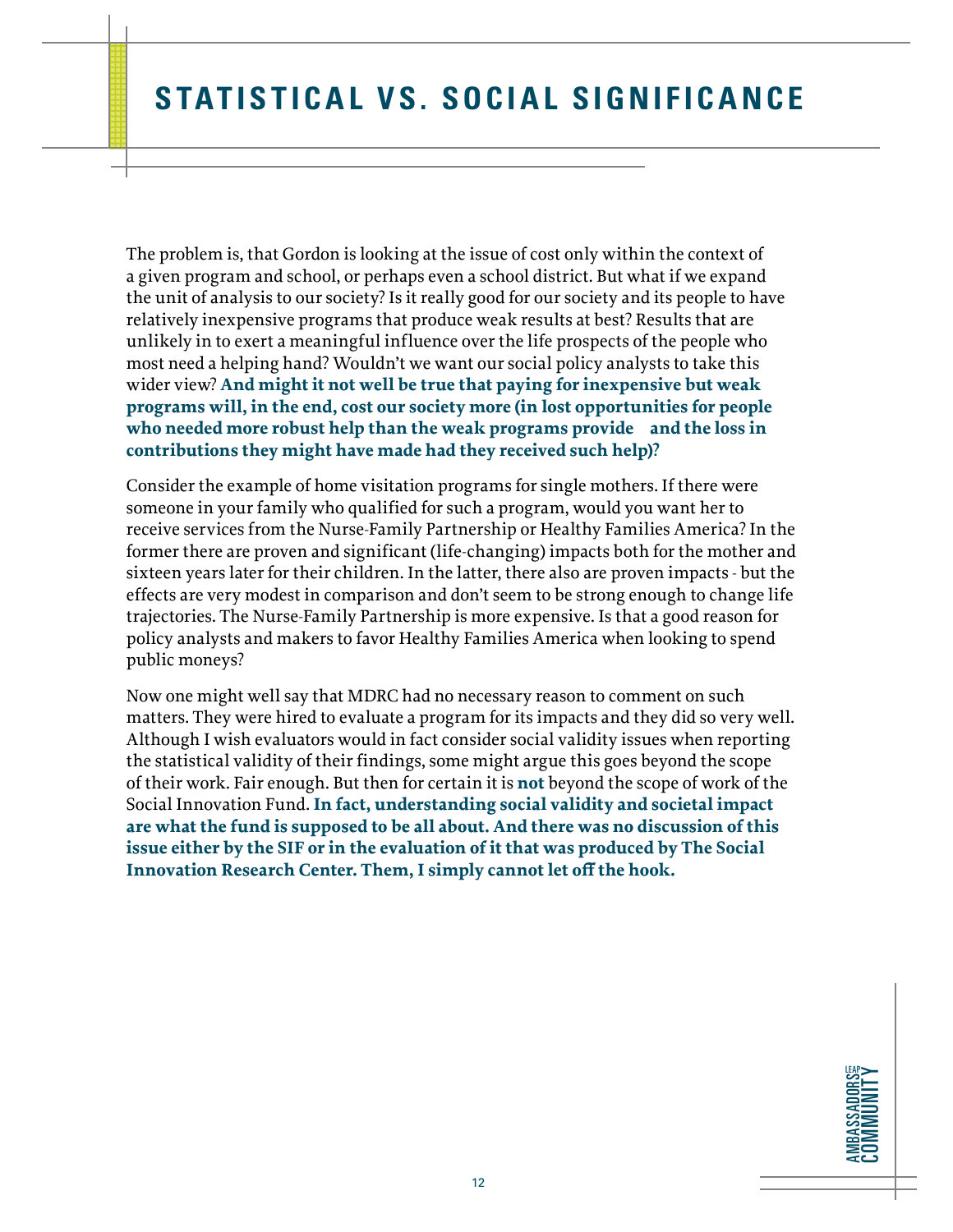# STATISTICAL VS. SOCIAL SIGNIFICANCE

The problem is, that Gordon is looking at the issue of cost only within the context of a given program and school, or perhaps even a school district. But what if we expand the unit of analysis to our society? Is it really good for our society and its people to have relatively inexpensive programs that produce weak results at best? Results that are unlikely in to exert a meaningful influence over the life prospects of the people who most need a helping hand? Wouldn't we want our social policy analysts to take this wider view? **And might it not well be true that paying for inexpensive but weak programs will, in the end, cost our society more (in lost opportunities for people who needed more robust help than the weak programs provide  and the loss in contributions they might have made had they received such help)?**

Consider the example of home visitation programs for single mothers. If there were someone in your family who qualified for such a program, would you want her to receive services from the Nurse-Family Partnership or Healthy Families America? In the former there are proven and significant (life-changing) impacts both for the mother and sixteen years later for their children. In the latter, there also are proven impacts - but the effects are very modest in comparison and don't seem to be strong enough to change life trajectories. The Nurse-Family Partnership is more expensive. Is that a good reason for policy analysts and makers to favor Healthy Families America when looking to spend public moneys?

Now one might well say that MDRC had no necessary reason to comment on such matters. They were hired to evaluate a program for its impacts and they did so very well. Although I wish evaluators would in fact consider social validity issues when reporting the statistical validity of their findings, some might argue this goes beyond the scope of their work. Fair enough. But then for certain it is **not** beyond the scope of work of the Social Innovation Fund. **In fact, understanding social validity and societal impact are what the fund is supposed to be all about. And there was no discussion of this issue either by the SIF or in the evaluation of it that was produced by The Social Innovation Research Center. Them, I simply cannot let off the hook.**